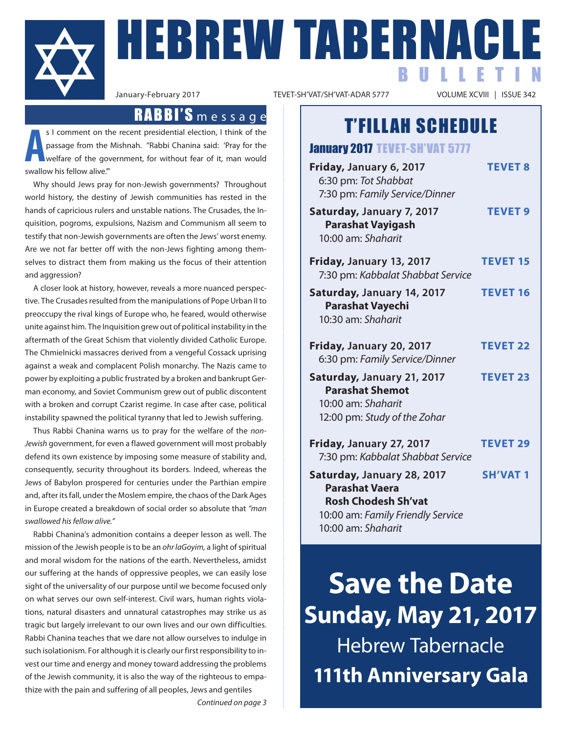# HEBREW TABERNACLE BULLETIN

January-February 2017 TEVET-SH'VAT/SH'VAT-ADAR 5777 VOLUME XCVIII | ISSUE 342

## RABBI'S message

As I comment on the recent presidential election, I think of the passage from the Mishnah. "Rabbi Chanina said: 'Pray for the welfare of the government, for without fear of it, man would swallow his fellow alive.'"

Why should Jews pray for non-Jewish governments? Throughout world history, the destiny of Jewish communities has rested in the hands of capricious rulers and unstable nations. The Crusades, the Inquisition, pogroms, expulsions, Nazism and Communism all seem to testify that non-Jewish governments are often the Jews' worst enemy. Are we not far better off with the non-Jews fighting among themselves to distract them from making us the focus of their attention and aggression?

A closer look at history, however, reveals a more nuanced perspective. The Crusades resulted from the manipulations of Pope Urban II to preoccupy the rival kings of Europe who, he feared, would otherwise unite against him. The Inquisition grew out of political instability in the aftermath of the Great Schism that violently divided Catholic Europe. The Chmielnicki massacres derived from a vengeful Cossack uprising against a weak and complacent Polish monarchy. The Nazis came to power by exploiting a public frustrated by a broken and bankrupt German economy, and Soviet Communism grew out of public discontent with a broken and corrupt Czarist regime. In case after case, political instability spawned the political tyranny that led to Jewish suffering.

Thus Rabbi Chanina warns us to pray for the welfare of the *non-Jewish* government, for even a flawed government will most probably defend its own existence by imposing some measure of stability and, consequently, security throughout its borders. Indeed, whereas the Jews of Babylon prospered for centuries under the Parthian empire and, after its fall, under the Moslem empire, the chaos of the Dark Ages in Europe created a breakdown of social order so absolute that *"man swallowed his fellow alive."*

Rabbi Chanina's admonition contains a deeper lesson as well. The mission of the Jewish people is to be an *ohr laGoyim,* a light of spiritual and moral wisdom for the nations of the earth. Nevertheless, amidst our suffering at the hands of oppressive peoples, we can easily lose sight of the universality of our purpose until we become focused only on what serves our own self-interest. Civil wars, human rights violations, natural disasters and unnatural catastrophes may strike us as tragic but largely irrelevant to our own lives and our own difficulties. Rabbi Chanina teaches that we dare not allow ourselves to indulge in such isolationism. For although it is clearly our first responsibility to invest our time and energy and money toward addressing the problems of the Jewish community, it is also the way of the righteous to empathize with the pain and suffering of all peoples, Jews and gentiles

*Continued on page 3*

## T'FILLAH SCHEDULE

### January 2017 TEVET-SH'VAT 5777

**Friday, January 6, 2017** — **TEVET 8**
6:30 pm: *Tot Shabbat*
7:30 pm: *Family Service/Dinner*

**Saturday, January 7, 2017** — **TEVET 9**
**Parashat Vayigash**
10:00 am: *Shaharit*

**Friday, January 13, 2017** — **TEVET 15**
7:30 pm: *Kabbalat Shabbat Service*

**Saturday, January 14, 2017** — **TEVET 16**
**Parashat Vayechi**
10:30 am: *Shaharit*

**Friday, January 20, 2017** — **TEVET 22**
6:30 pm: *Family Service/Dinner*

**Saturday, January 21, 2017** — **TEVET 23**
**Parashat Shemot**
10:00 am: *Shaharit*
12:00 pm: *Study of the Zohar*

**Friday, January 27, 2017** — **TEVET 29**
7:30 pm: *Kabbalat Shabbat Service*

**Saturday, January 28, 2017** — **SH'VAT 1**
**Parashat Vaera**
**Rosh Chodesh Sh'vat**
10:00 am: *Family Friendly Service*
10:00 am: *Shaharit*

## Save the Date
**Sunday, May 21, 2017**
Hebrew Tabernacle
**111th Anniversary Gala**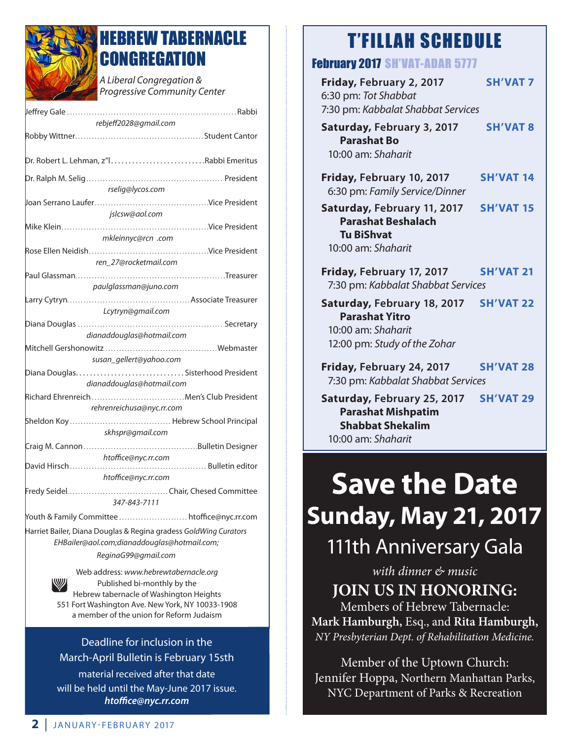# HEBREW TABERNACLE CONGREGATION

*A Liberal Congregation & Progressive Community Center*

Jeffrey Gale ........ Rabbi
*rebjeff2028@gmail.com*

Robby Wittner ........ Student Cantor

Dr. Robert L. Lehman, z"l ........ Rabbi Emeritus

Dr. Ralph M. Selig ........ President
*rselig@lycos.com*

Joan Serrano Laufer ........ Vice President
*jslcsw@aol.com*

Mike Klein ........ Vice President
*mkleinnyc@rcn .com*

Rose Ellen Neidish ........ Vice President
*ren_27@rocketmail.com*

Paul Glassman ........ Treasurer
*paulglassman@juno.com*

Larry Cytryn ........ Associate Treasurer
*Lcytryn@gmail.com*

Diana Douglas ........ Secretary
*dianaddouglas@hotmail.com*

Mitchell Gershonowitz ........ Webmaster
*susan_gellert@yahoo.com*

Diana Douglas ........ Sisterhood President
*dianaddouglas@hotmail.com*

Richard Ehrenreich ........ Men's Club President
*rehrenreichusa@nyc.rr.com*

Sheldon Koy ........ Hebrew School Principal
*skhspr@gmail.com*

Craig M. Cannon ........ Bulletin Designer
*htoffice@nyc.rr.com*

David Hirsch ........ Bulletin editor
*htoffice@nyc.rr.com*

Fredy Seidel ........ Chair, Chesed Committee
*347-843-7111*

Youth & Family Committee ........ htoffice@nyc.rr.com

Harriet Bailer, Diana Douglas & Regina gradess *GoldWing Curators*
*EHBailer@aol.com;dianaddouglas@hotmail.com; ReginaG99@gmail.com*

Web address: *www.hebrewtabernacle.org*
Published bi-monthly by the
Hebrew tabernacle of Washington Heights
551 Fort Washington Ave. New York, NY 10033-1908
a member of the union for Reform Judaism

Deadline for inclusion in the March-April Bulletin is February 15sth material received after that date will be held until the May-June 2017 issue.
***htoffice@nyc.rr.com***

# T'FILLAH SCHEDULE

## February 2017 SH'VAT-ADAR 5777

**Friday, February 2, 2017** — **SH'VAT 7**
6:30 pm: *Tot Shabbat*
7:30 pm: *Kabbalat Shabbat Services*

**Saturday, February 3, 2017** — **SH'VAT 8**
**Parashat Bo**
10:00 am: *Shaharit*

**Friday, February 10, 2017** — **SH'VAT 14**
6:30 pm: *Family Service/Dinner*

**Saturday, February 11, 2017** — **SH'VAT 15**
**Parashat Beshalach**
**Tu BiShvat**
10:00 am: *Shaharit*

**Friday, February 17, 2017** — **SH'VAT 21**
7:30 pm: *Kabbalat Shabbat Services*

**Saturday, February 18, 2017** — **SH'VAT 22**
**Parashat Yitro**
10:00 am: *Shaharit*
12:00 pm: *Study of the Zohar*

**Friday, February 24, 2017** — **SH'VAT 28**
7:30 pm: *Kabbalat Shabbat Services*

**Saturday, February 25, 2017** — **SH'VAT 29**
**Parashat Mishpatim**
**Shabbat Shekalim**
10:00 am: *Shaharit*

# Save the Date

## Sunday, May 21, 2017

### 111th Anniversary Gala

*with dinner & music*

**JOIN US IN HONORING:**

Members of Hebrew Tabernacle:
**Mark Hamburgh,** Esq., and **Rita Hamburgh,**
*NY Presbyterian Dept. of Rehabilitation Medicine.*

Member of the Uptown Church:
Jennifer Hoppa, Northern Manhattan Parks,
NYC Department of Parks & Recreation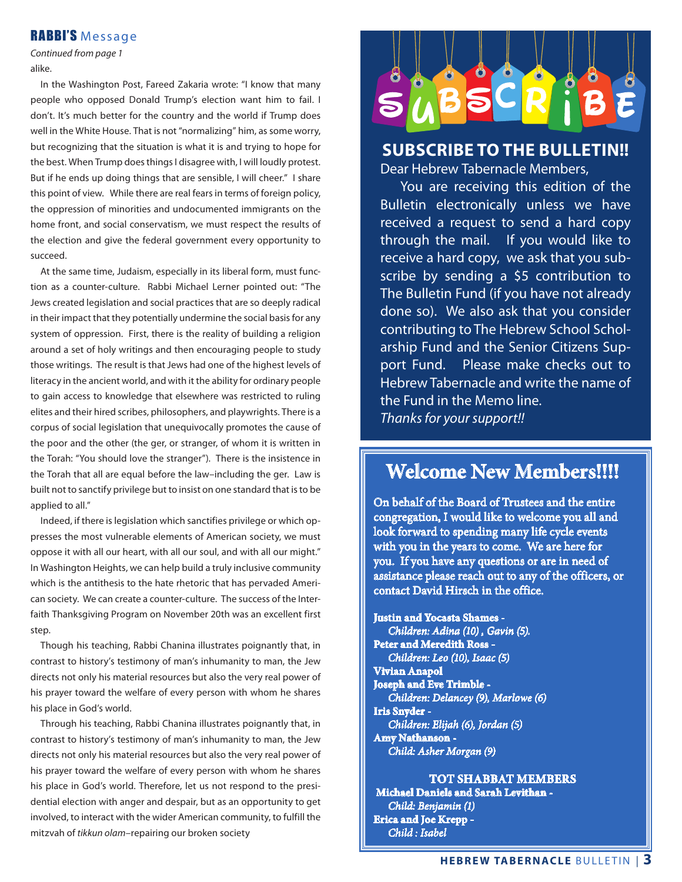## RABBI'S Message

*Continued from page 1*

alike.

In the Washington Post, Fareed Zakaria wrote: "I know that many people who opposed Donald Trump's election want him to fail. I don't. It's much better for the country and the world if Trump does well in the White House. That is not "normalizing" him, as some worry, but recognizing that the situation is what it is and trying to hope for the best. When Trump does things I disagree with, I will loudly protest. But if he ends up doing things that are sensible, I will cheer." I share this point of view. While there are real fears in terms of foreign policy, the oppression of minorities and undocumented immigrants on the home front, and social conservatism, we must respect the results of the election and give the federal government every opportunity to succeed.

At the same time, Judaism, especially in its liberal form, must function as a counter-culture. Rabbi Michael Lerner pointed out: "The Jews created legislation and social practices that are so deeply radical in their impact that they potentially undermine the social basis for any system of oppression. First, there is the reality of building a religion around a set of holy writings and then encouraging people to study those writings. The result is that Jews had one of the highest levels of literacy in the ancient world, and with it the ability for ordinary people to gain access to knowledge that elsewhere was restricted to ruling elites and their hired scribes, philosophers, and playwrights. There is a corpus of social legislation that unequivocally promotes the cause of the poor and the other (the ger, or stranger, of whom it is written in the Torah: "You should love the stranger"). There is the insistence in the Torah that all are equal before the law–including the ger. Law is built not to sanctify privilege but to insist on one standard that is to be applied to all."

Indeed, if there is legislation which sanctifies privilege or which oppresses the most vulnerable elements of American society, we must oppose it with all our heart, with all our soul, and with all our might." In Washington Heights, we can help build a truly inclusive community which is the antithesis to the hate rhetoric that has pervaded American society. We can create a counter-culture. The success of the Interfaith Thanksgiving Program on November 20th was an excellent first step.

Though his teaching, Rabbi Chanina illustrates poignantly that, in contrast to history's testimony of man's inhumanity to man, the Jew directs not only his material resources but also the very real power of his prayer toward the welfare of every person with whom he shares his place in God's world.

Through his teaching, Rabbi Chanina illustrates poignantly that, in contrast to history's testimony of man's inhumanity to man, the Jew directs not only his material resources but also the very real power of his prayer toward the welfare of every person with whom he shares his place in God's world. Therefore, let us not respond to the presidential election with anger and despair, but as an opportunity to get involved, to interact with the wider American community, to fulfill the mitzvah of *tikkun olam*–repairing our broken society

## SUBSCRIBE

## SUBSCRIBE TO THE BULLETIN!!

Dear Hebrew Tabernacle Members,

You are receiving this edition of the Bulletin electronically unless we have received a request to send a hard copy through the mail. If you would like to receive a hard copy, we ask that you subscribe by sending a $5 contribution to The Bulletin Fund (if you have not already done so). We also ask that you consider contributing to The Hebrew School Scholarship Fund and the Senior Citizens Support Fund. Please make checks out to Hebrew Tabernacle and write the name of the Fund in the Memo line.

*Thanks for your support!!*

## Welcome New Members!!!!

On behalf of the Board of Trustees and the entire congregation, I would like to welcome you all and look forward to spending many life cycle events with you in the years to come. We are here for you. If you have any questions or are in need of assistance please reach out to any of the officers, or contact David Hirsch in the office.

**Justin and Yocasta Shames -**
*Children: Adina (10) , Gavin (5).*
**Peter and Meredith Ross -**
*Children: Leo (10), Isaac (5)*
**Vivian Anapol**
**Joseph and Eve Trimble -**
*Children: Delancey (9), Marlowe (6)*
**Iris Snyder -**
*Children: Elijah (6), Jordan (5)*
**Amy Nathanson -**
*Child: Asher Morgan (9)*

### TOT SHABBAT MEMBERS

**Michael Daniels and Sarah Levithan -**
*Child: Benjamin (1)*
**Erica and Joe Krepp -**
*Child : Isabel*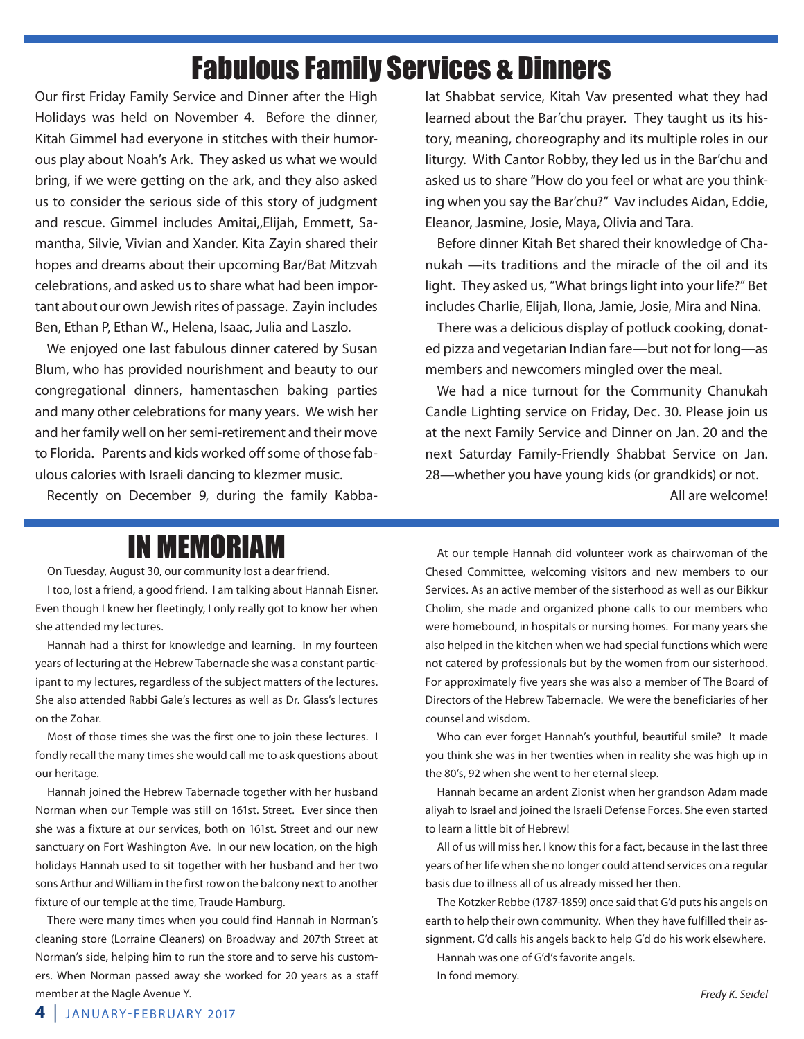# Fabulous Family Services & Dinners

Our first Friday Family Service and Dinner after the High Holidays was held on November 4. Before the dinner, Kitah Gimmel had everyone in stitches with their humorous play about Noah's Ark. They asked us what we would bring, if we were getting on the ark, and they also asked us to consider the serious side of this story of judgment and rescue. Gimmel includes Amitai,,Elijah, Emmett, Samantha, Silvie, Vivian and Xander. Kita Zayin shared their hopes and dreams about their upcoming Bar/Bat Mitzvah celebrations, and asked us to share what had been important about our own Jewish rites of passage. Zayin includes Ben, Ethan P, Ethan W., Helena, Isaac, Julia and Laszlo.

We enjoyed one last fabulous dinner catered by Susan Blum, who has provided nourishment and beauty to our congregational dinners, hamentaschen baking parties and many other celebrations for many years. We wish her and her family well on her semi-retirement and their move to Florida. Parents and kids worked off some of those fabulous calories with Israeli dancing to klezmer music.

Recently on December 9, during the family Kabbalat Shabbat service, Kitah Vav presented what they had learned about the Bar'chu prayer. They taught us its history, meaning, choreography and its multiple roles in our liturgy. With Cantor Robby, they led us in the Bar'chu and asked us to share "How do you feel or what are you thinking when you say the Bar'chu?" Vav includes Aidan, Eddie, Eleanor, Jasmine, Josie, Maya, Olivia and Tara.

Before dinner Kitah Bet shared their knowledge of Chanukah —its traditions and the miracle of the oil and its light. They asked us, "What brings light into your life?" Bet includes Charlie, Elijah, Ilona, Jamie, Josie, Mira and Nina.

There was a delicious display of potluck cooking, donated pizza and vegetarian Indian fare—but not for long—as members and newcomers mingled over the meal.

We had a nice turnout for the Community Chanukah Candle Lighting service on Friday, Dec. 30. Please join us at the next Family Service and Dinner on Jan. 20 and the next Saturday Family-Friendly Shabbat Service on Jan. 28—whether you have young kids (or grandkids) or not.

All are welcome!

# IN MEMORIAM

On Tuesday, August 30, our community lost a dear friend.

I too, lost a friend, a good friend. I am talking about Hannah Eisner. Even though I knew her fleetingly, I only really got to know her when she attended my lectures.

Hannah had a thirst for knowledge and learning. In my fourteen years of lecturing at the Hebrew Tabernacle she was a constant participant to my lectures, regardless of the subject matters of the lectures. She also attended Rabbi Gale's lectures as well as Dr. Glass's lectures on the Zohar.

Most of those times she was the first one to join these lectures. I fondly recall the many times she would call me to ask questions about our heritage.

Hannah joined the Hebrew Tabernacle together with her husband Norman when our Temple was still on 161st. Street. Ever since then she was a fixture at our services, both on 161st. Street and our new sanctuary on Fort Washington Ave. In our new location, on the high holidays Hannah used to sit together with her husband and her two sons Arthur and William in the first row on the balcony next to another fixture of our temple at the time, Traude Hamburg.

There were many times when you could find Hannah in Norman's cleaning store (Lorraine Cleaners) on Broadway and 207th Street at Norman's side, helping him to run the store and to serve his customers. When Norman passed away she worked for 20 years as a staff member at the Nagle Avenue Y.

At our temple Hannah did volunteer work as chairwoman of the Chesed Committee, welcoming visitors and new members to our Services. As an active member of the sisterhood as well as our Bikkur Cholim, she made and organized phone calls to our members who were homebound, in hospitals or nursing homes. For many years she also helped in the kitchen when we had special functions which were not catered by professionals but by the women from our sisterhood. For approximately five years she was also a member of The Board of Directors of the Hebrew Tabernacle. We were the beneficiaries of her counsel and wisdom.

Who can ever forget Hannah's youthful, beautiful smile? It made you think she was in her twenties when in reality she was high up in the 80's, 92 when she went to her eternal sleep.

Hannah became an ardent Zionist when her grandson Adam made aliyah to Israel and joined the Israeli Defense Forces. She even started to learn a little bit of Hebrew!

All of us will miss her. I know this for a fact, because in the last three years of her life when she no longer could attend services on a regular basis due to illness all of us already missed her then.

The Kotzker Rebbe (1787-1859) once said that G'd puts his angels on earth to help their own community. When they have fulfilled their assignment, G'd calls his angels back to help G'd do his work elsewhere.

Hannah was one of G'd's favorite angels.

In fond memory.

*Fredy K. Seidel*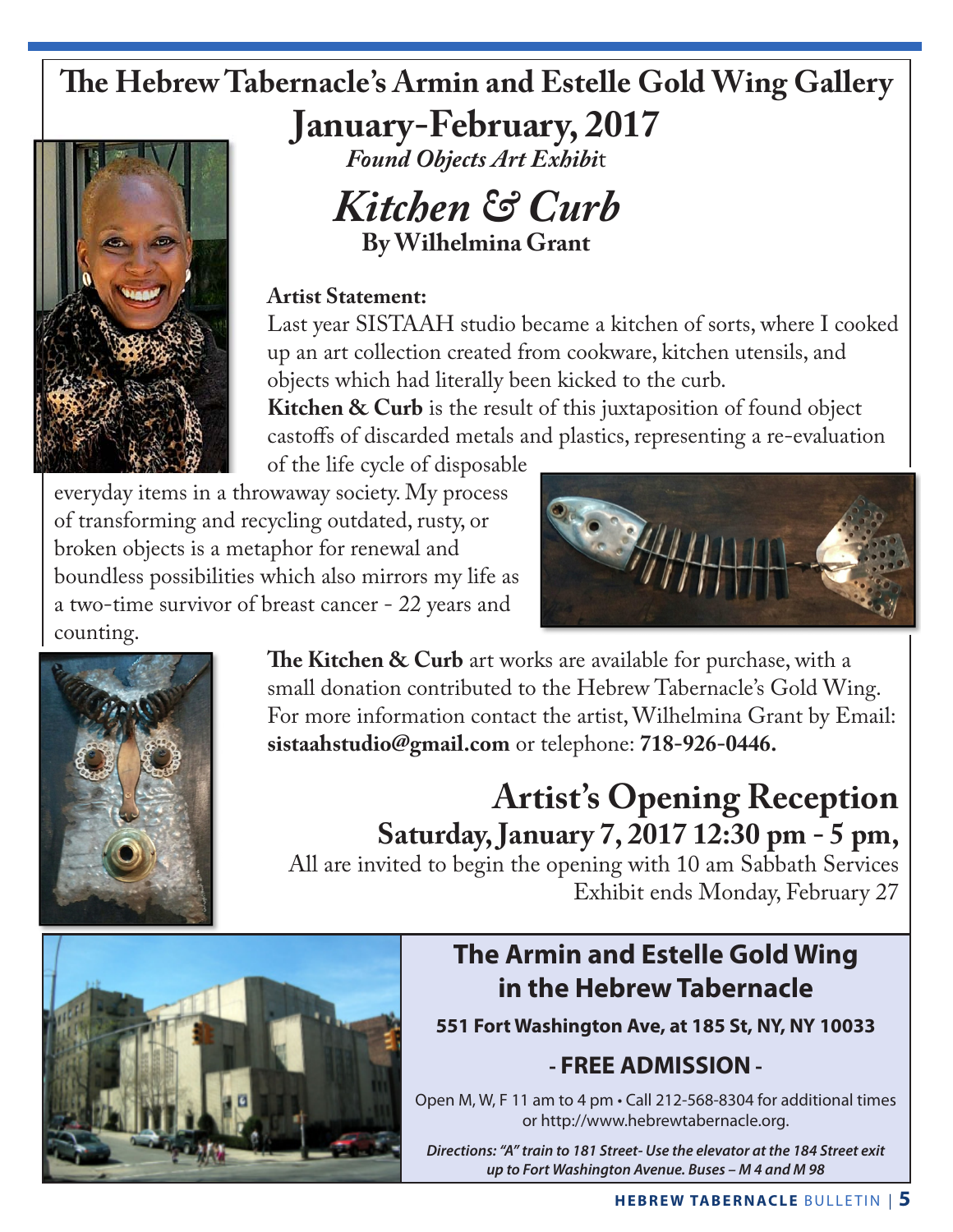# The Hebrew Tabernacle's Armin and Estelle Gold Wing Gallery

## January-February, 2017

***Found Objects Art Exhibit***

# *Kitchen & Curb*

**By Wilhelmina Grant**

**Artist Statement:**

Last year SISTAAH studio became a kitchen of sorts, where I cooked up an art collection created from cookware, kitchen utensils, and objects which had literally been kicked to the curb.

**Kitchen & Curb** is the result of this juxtaposition of found object castoffs of discarded metals and plastics, representing a re-evaluation of the life cycle of disposable everyday items in a throwaway society. My process of transforming and recycling outdated, rusty, or broken objects is a metaphor for renewal and boundless possibilities which also mirrors my life as a two-time survivor of breast cancer - 22 years and counting.

**The Kitchen & Curb** art works are available for purchase, with a small donation contributed to the Hebrew Tabernacle's Gold Wing. For more information contact the artist, Wilhelmina Grant by Email: **sistaahstudio@gmail.com** or telephone: **718-926-0446.**

## Artist's Opening Reception

**Saturday, January 7, 2017 12:30 pm - 5 pm,**

All are invited to begin the opening with 10 am Sabbath Services

Exhibit ends Monday, February 27

## The Armin and Estelle Gold Wing in the Hebrew Tabernacle

**551 Fort Washington Ave, at 185 St, NY, NY 10033**

**- FREE ADMISSION -**

Open M, W, F 11 am to 4 pm • Call 212-568-8304 for additional times or http://www.hebrewtabernacle.org.

***Directions: "A" train to 181 Street- Use the elevator at the 184 Street exit up to Fort Washington Avenue. Buses – M 4 and M 98***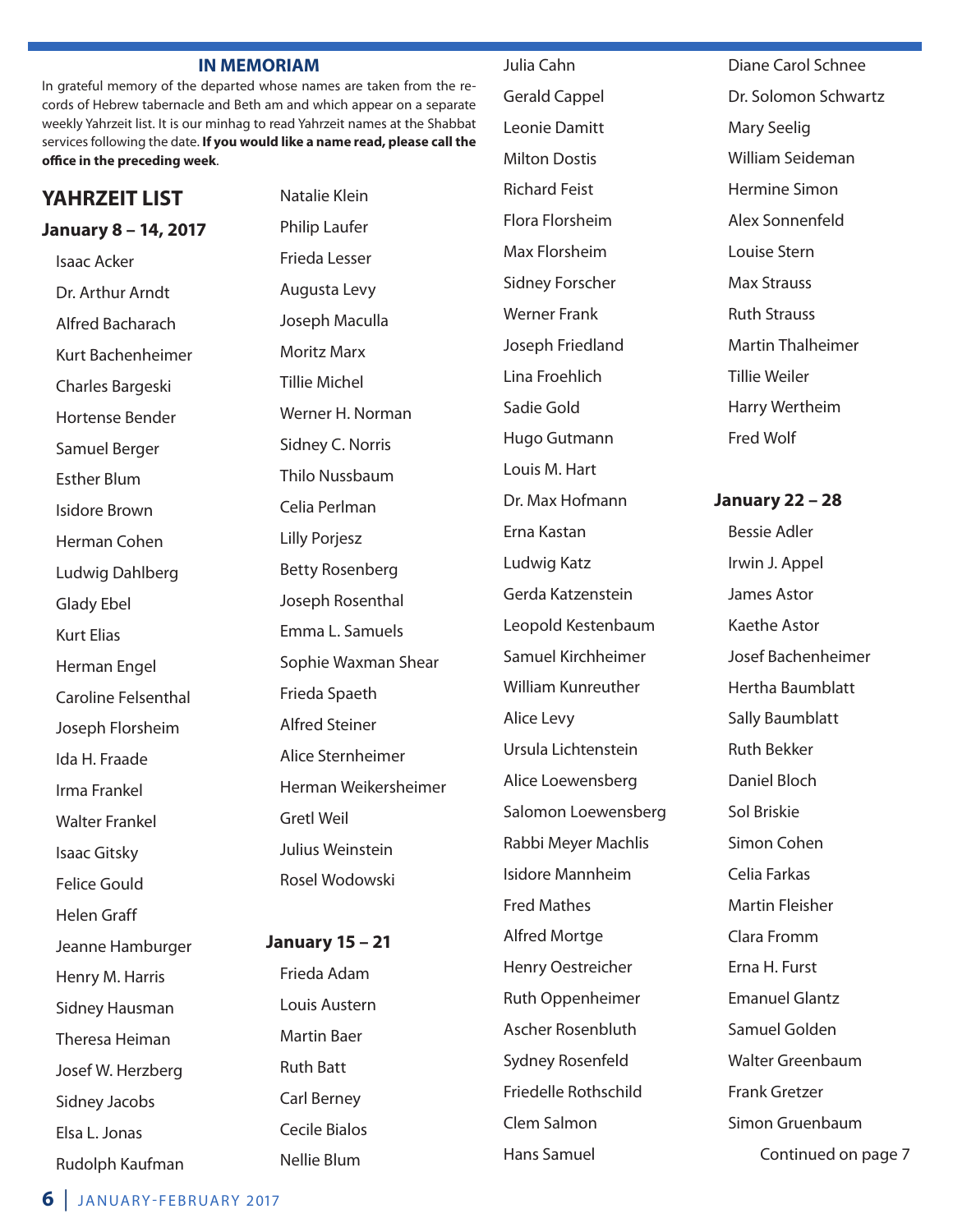## IN MEMORIAM

In grateful memory of the departed whose names are taken from the records of Hebrew tabernacle and Beth am and which appear on a separate weekly Yahrzeit list. It is our minhag to read Yahrzeit names at the Shabbat services following the date. **If you would like a name read, please call the office in the preceding week**.

## YAHRZEIT LIST

### January 8 – 14, 2017

Isaac Acker
Dr. Arthur Arndt
Alfred Bacharach
Kurt Bachenheimer
Charles Bargeski
Hortense Bender
Samuel Berger
Esther Blum
Isidore Brown
Herman Cohen
Ludwig Dahlberg
Glady Ebel
Kurt Elias
Herman Engel
Caroline Felsenthal
Joseph Florsheim
Ida H. Fraade
Irma Frankel
Walter Frankel
Isaac Gitsky
Felice Gould
Helen Graff
Jeanne Hamburger
Henry M. Harris
Sidney Hausman
Theresa Heiman
Josef W. Herzberg
Sidney Jacobs
Elsa L. Jonas
Rudolph Kaufman
Natalie Klein
Philip Laufer
Frieda Lesser
Augusta Levy
Joseph Maculla
Moritz Marx
Tillie Michel
Werner H. Norman
Sidney C. Norris
Thilo Nussbaum
Celia Perlman
Lilly Porjesz
Betty Rosenberg
Joseph Rosenthal
Emma L. Samuels
Sophie Waxman Shear
Frieda Spaeth
Alfred Steiner
Alice Sternheimer
Herman Weikersheimer
Gretl Weil
Julius Weinstein
Rosel Wodowski

### January 15 – 21

Frieda Adam
Louis Austern
Martin Baer
Ruth Batt
Carl Berney
Cecile Bialos
Nellie Blum
Julia Cahn
Gerald Cappel
Leonie Damitt
Milton Dostis
Richard Feist
Flora Florsheim
Max Florsheim
Sidney Forscher
Werner Frank
Joseph Friedland
Lina Froehlich
Sadie Gold
Hugo Gutmann
Louis M. Hart
Dr. Max Hofmann
Erna Kastan
Ludwig Katz
Gerda Katzenstein
Leopold Kestenbaum
Samuel Kirchheimer
William Kunreuther
Alice Levy
Ursula Lichtenstein
Alice Loewensberg
Salomon Loewensberg
Rabbi Meyer Machlis
Isidore Mannheim
Fred Mathes
Alfred Mortge
Henry Oestreicher
Ruth Oppenheimer
Ascher Rosenbluth
Sydney Rosenfeld
Friedelle Rothschild
Clem Salmon
Hans Samuel
Diane Carol Schnee
Dr. Solomon Schwartz
Mary Seelig
William Seideman
Hermine Simon
Alex Sonnenfeld
Louise Stern
Max Strauss
Ruth Strauss
Martin Thalheimer
Tillie Weiler
Harry Wertheim
Fred Wolf

### January 22 – 28

Bessie Adler
Irwin J. Appel
James Astor
Kaethe Astor
Josef Bachenheimer
Hertha Baumblatt
Sally Baumblatt
Ruth Bekker
Daniel Bloch
Sol Briskie
Simon Cohen
Celia Farkas
Martin Fleisher
Clara Fromm
Erna H. Furst
Emanuel Glantz
Samuel Golden
Walter Greenbaum
Frank Gretzer
Simon Gruenbaum

Continued on page 7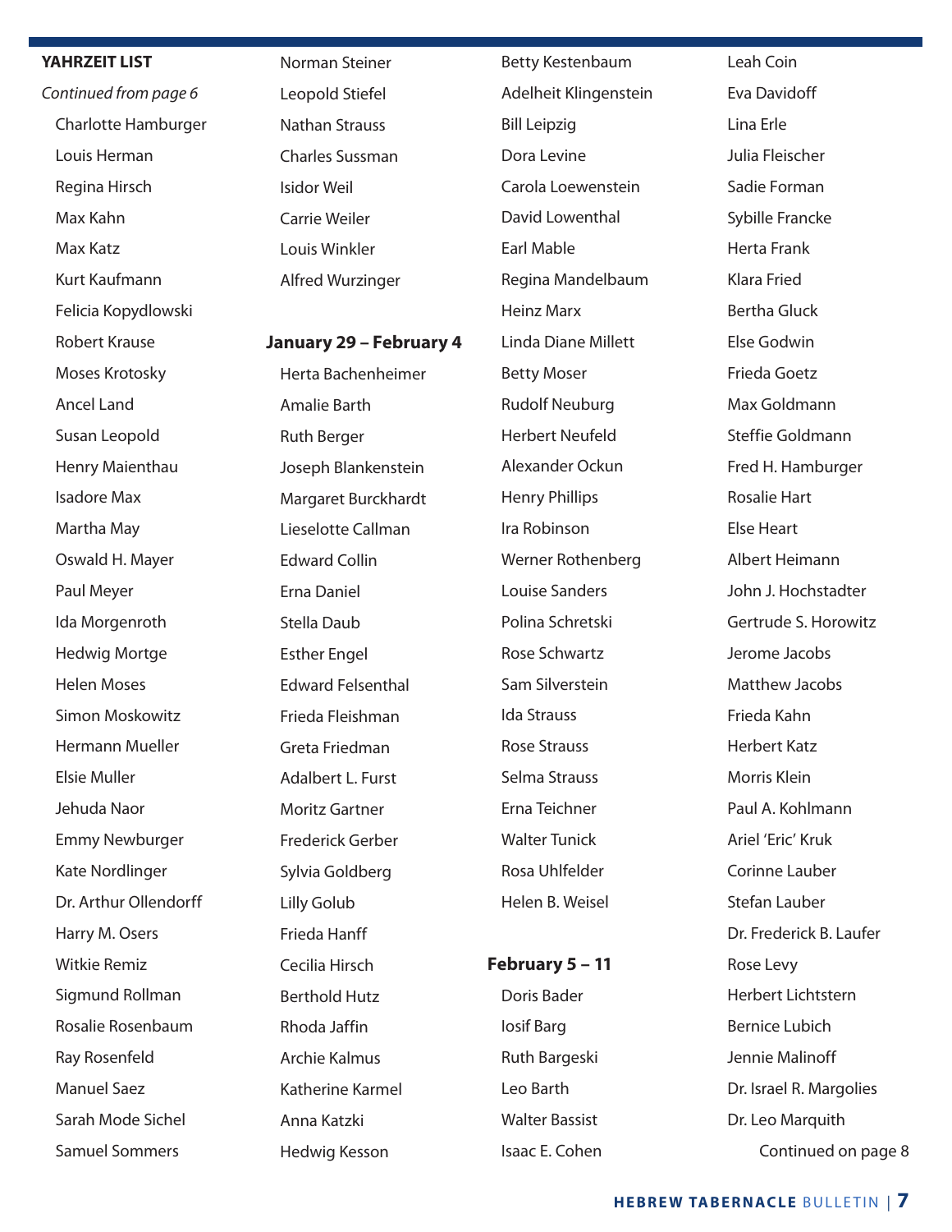**YAHRZEIT LIST**

*Continued from page 6*

Charlotte Hamburger
Louis Herman
Regina Hirsch
Max Kahn
Max Katz
Kurt Kaufmann
Felicia Kopydlowski
Robert Krause
Moses Krotosky
Ancel Land
Susan Leopold
Henry Maienthau
Isadore Max
Martha May
Oswald H. Mayer
Paul Meyer
Ida Morgenroth
Hedwig Mortge
Helen Moses
Simon Moskowitz
Hermann Mueller
Elsie Muller
Jehuda Naor
Emmy Newburger
Kate Nordlinger
Dr. Arthur Ollendorff
Harry M. Osers
Witkie Remiz
Sigmund Rollman
Rosalie Rosenbaum
Ray Rosenfeld
Manuel Saez
Sarah Mode Sichel
Samuel Sommers
Norman Steiner
Leopold Stiefel
Nathan Strauss
Charles Sussman
Isidor Weil
Carrie Weiler
Louis Winkler
Alfred Wurzinger

**January 29 – February 4**

Herta Bachenheimer
Amalie Barth
Ruth Berger
Joseph Blankenstein
Margaret Burckhardt
Lieselotte Callman
Edward Collin
Erna Daniel
Stella Daub
Esther Engel
Edward Felsenthal
Frieda Fleishman
Greta Friedman
Adalbert L. Furst
Moritz Gartner
Frederick Gerber
Sylvia Goldberg
Lilly Golub
Frieda Hanff
Cecilia Hirsch
Berthold Hutz
Rhoda Jaffin
Archie Kalmus
Katherine Karmel
Anna Katzki
Hedwig Kesson
Betty Kestenbaum
Adelheit Klingenstein
Bill Leipzig
Dora Levine
Carola Loewenstein
David Lowenthal
Earl Mable
Regina Mandelbaum
Heinz Marx
Linda Diane Millett
Betty Moser
Rudolf Neuburg
Herbert Neufeld
Alexander Ockun
Henry Phillips
Ira Robinson
Werner Rothenberg
Louise Sanders
Polina Schretski
Rose Schwartz
Sam Silverstein
Ida Strauss
Rose Strauss
Selma Strauss
Erna Teichner
Walter Tunick
Rosa Uhlfelder
Helen B. Weisel

**February 5 – 11**

Doris Bader
Iosif Barg
Ruth Bargeski
Leo Barth
Walter Bassist
Isaac E. Cohen
Leah Coin
Eva Davidoff
Lina Erle
Julia Fleischer
Sadie Forman
Sybille Francke
Herta Frank
Klara Fried
Bertha Gluck
Else Godwin
Frieda Goetz
Max Goldmann
Steffie Goldmann
Fred H. Hamburger
Rosalie Hart
Else Heart
Albert Heimann
John J. Hochstadter
Gertrude S. Horowitz
Jerome Jacobs
Matthew Jacobs
Frieda Kahn
Herbert Katz
Morris Klein
Paul A. Kohlmann
Ariel 'Eric' Kruk
Corinne Lauber
Stefan Lauber
Dr. Frederick B. Laufer
Rose Levy
Herbert Lichtstern
Bernice Lubich
Jennie Malinoff
Dr. Israel R. Margolies
Dr. Leo Marquith

Continued on page 8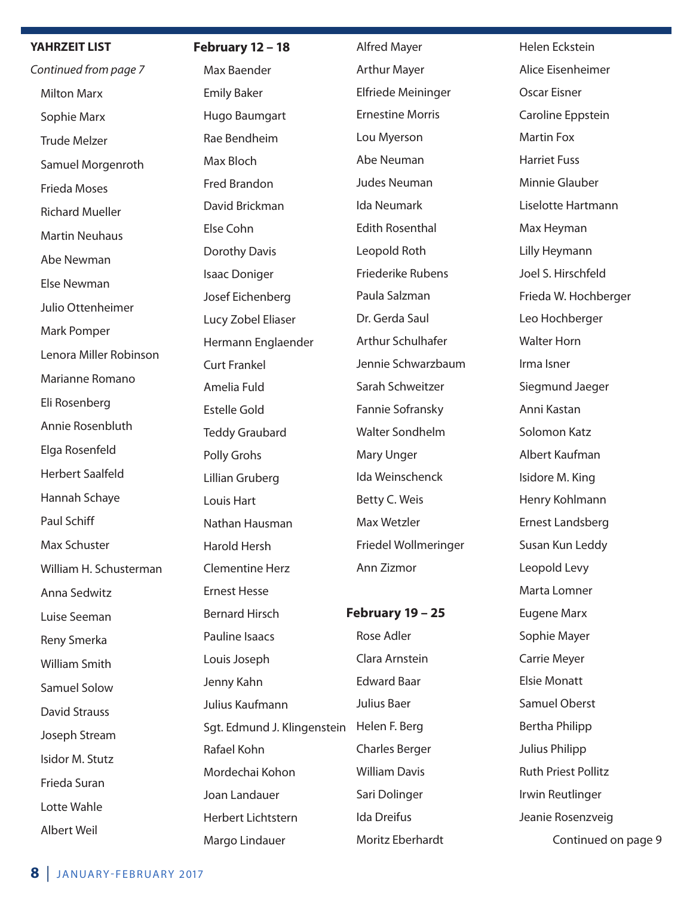**YAHRZEIT LIST**

*Continued from page 7*

Milton Marx
Sophie Marx
Trude Melzer
Samuel Morgenroth
Frieda Moses
Richard Mueller
Martin Neuhaus
Abe Newman
Else Newman
Julio Ottenheimer
Mark Pomper
Lenora Miller Robinson
Marianne Romano
Eli Rosenberg
Annie Rosenbluth
Elga Rosenfeld
Herbert Saalfeld
Hannah Schaye
Paul Schiff
Max Schuster
William H. Schusterman
Anna Sedwitz
Luise Seeman
Reny Smerka
William Smith
Samuel Solow
David Strauss
Joseph Stream
Isidor M. Stutz
Frieda Suran
Lotte Wahle
Albert Weil

**February 12 – 18**

Max Baender
Emily Baker
Hugo Baumgart
Rae Bendheim
Max Bloch
Fred Brandon
David Brickman
Else Cohn
Dorothy Davis
Isaac Doniger
Josef Eichenberg
Lucy Zobel Eliaser
Hermann Englaender
Curt Frankel
Amelia Fuld
Estelle Gold
Teddy Graubard
Polly Grohs
Lillian Gruberg
Louis Hart
Nathan Hausman
Harold Hersh
Clementine Herz
Ernest Hesse
Bernard Hirsch
Pauline Isaacs
Louis Joseph
Jenny Kahn
Julius Kaufmann
Sgt. Edmund J. Klingenstein
Rafael Kohn
Mordechai Kohon
Joan Landauer
Herbert Lichtstern
Margo Lindauer
Alfred Mayer
Arthur Mayer
Elfriede Meininger
Ernestine Morris
Lou Myerson
Abe Neuman
Judes Neuman
Ida Neumark
Edith Rosenthal
Leopold Roth
Friederike Rubens
Paula Salzman
Dr. Gerda Saul
Arthur Schulhafer
Jennie Schwarzbaum
Sarah Schweitzer
Fannie Sofransky
Walter Sondhelm
Mary Unger
Ida Weinschenck
Betty C. Weis
Max Wetzler
Friedel Wollmeringer
Ann Zizmor

**February 19 – 25**

Rose Adler
Clara Arnstein
Edward Baar
Julius Baer
Helen F. Berg
Charles Berger
William Davis
Sari Dolinger
Ida Dreifus
Moritz Eberhardt
Helen Eckstein
Alice Eisenheimer
Oscar Eisner
Caroline Eppstein
Martin Fox
Harriet Fuss
Minnie Glauber
Liselotte Hartmann
Max Heyman
Lilly Heymann
Joel S. Hirschfeld
Frieda W. Hochberger
Leo Hochberger
Walter Horn
Irma Isner
Siegmund Jaeger
Anni Kastan
Solomon Katz
Albert Kaufman
Isidore M. King
Henry Kohlmann
Ernest Landsberg
Susan Kun Leddy
Leopold Levy
Marta Lomner
Eugene Marx
Sophie Mayer
Carrie Meyer
Elsie Monatt
Samuel Oberst
Bertha Philipp
Julius Philipp
Ruth Priest Pollitz
Irwin Reutlinger
Jeanie Rosenzveig

Continued on page 9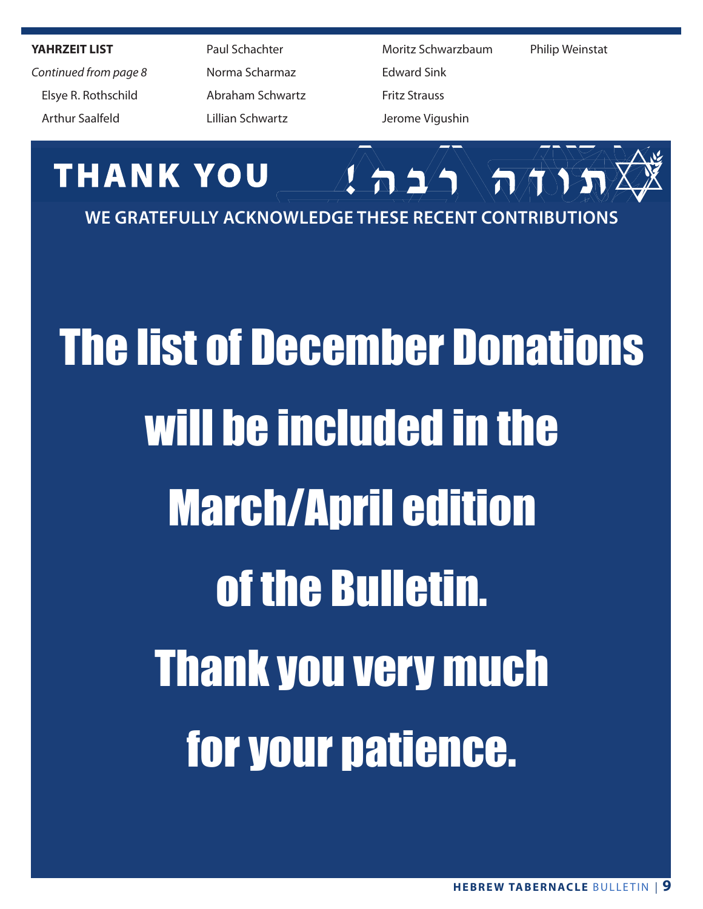**YAHRZEIT LIST**

*Continued from page 8*

- Elsye R. Rothschild
- Arthur Saalfeld
- Paul Schachter
- Norma Scharmaz
- Abraham Schwartz
- Lillian Schwartz
- Moritz Schwarzbaum
- Edward Sink
- Fritz Strauss
- Jerome Vigushin
- Philip Weinstat

## THANK YOU תודה רבה!

**WE GRATEFULLY ACKNOWLEDGE THESE RECENT CONTRIBUTIONS**

# The list of December Donations will be included in the March/April edition of the Bulletin. Thank you very much for your patience.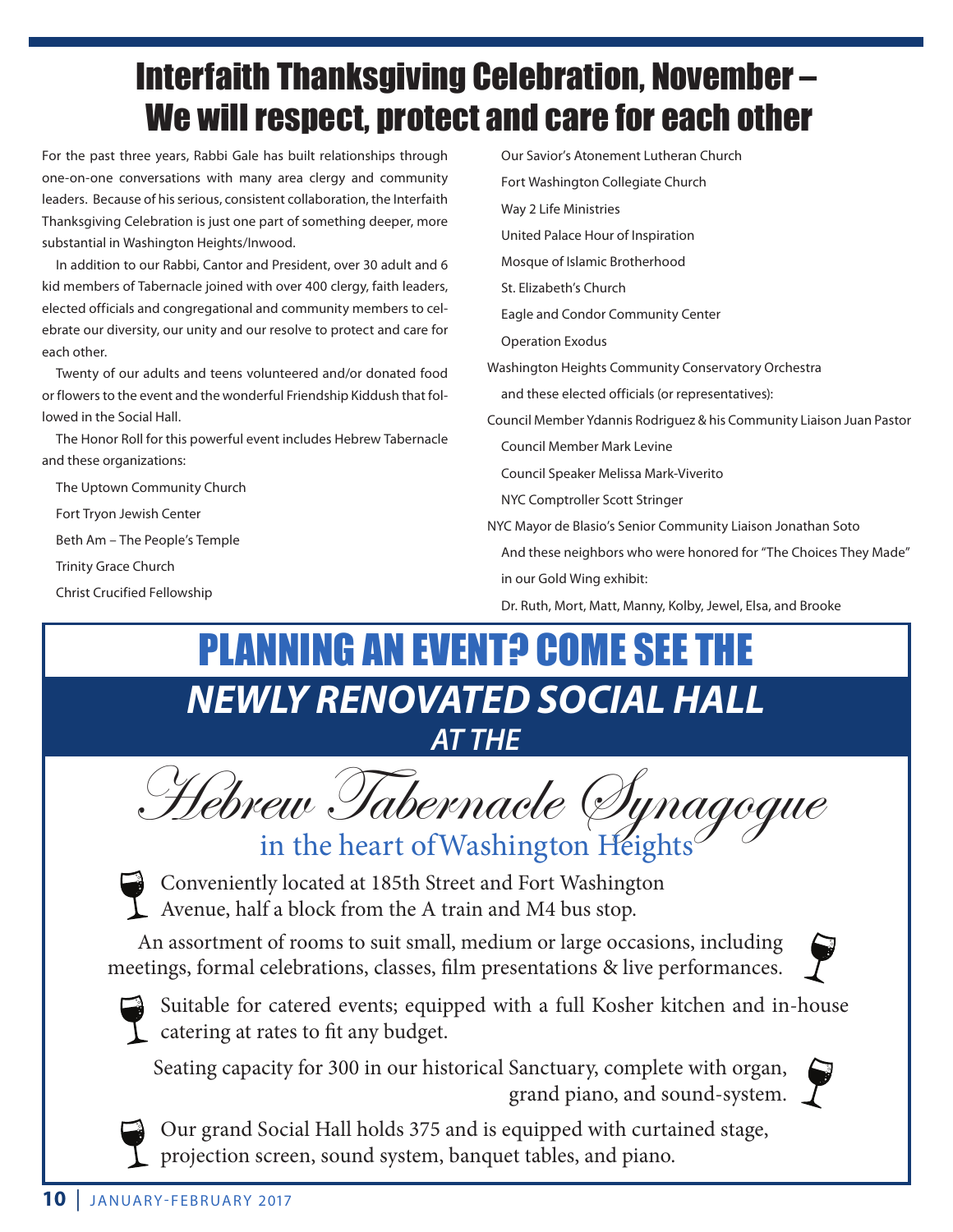# Interfaith Thanksgiving Celebration, November – We will respect, protect and care for each other

For the past three years, Rabbi Gale has built relationships through one-on-one conversations with many area clergy and community leaders. Because of his serious, consistent collaboration, the Interfaith Thanksgiving Celebration is just one part of something deeper, more substantial in Washington Heights/Inwood.

In addition to our Rabbi, Cantor and President, over 30 adult and 6 kid members of Tabernacle joined with over 400 clergy, faith leaders, elected officials and congregational and community members to celebrate our diversity, our unity and our resolve to protect and care for each other.

Twenty of our adults and teens volunteered and/or donated food or flowers to the event and the wonderful Friendship Kiddush that followed in the Social Hall.

The Honor Roll for this powerful event includes Hebrew Tabernacle and these organizations:

The Uptown Community Church

Fort Tryon Jewish Center

Beth Am – The People's Temple

Trinity Grace Church

Christ Crucified Fellowship

Our Savior's Atonement Lutheran Church

Fort Washington Collegiate Church

Way 2 Life Ministries

United Palace Hour of Inspiration

Mosque of Islamic Brotherhood

St. Elizabeth's Church

Eagle and Condor Community Center

Operation Exodus

Washington Heights Community Conservatory Orchestra

and these elected officials (or representatives):

Council Member Ydannis Rodriguez & his Community Liaison Juan Pastor

Council Member Mark Levine

Council Speaker Melissa Mark-Viverito

NYC Comptroller Scott Stringer

NYC Mayor de Blasio's Senior Community Liaison Jonathan Soto

And these neighbors who were honored for "The Choices They Made" in our Gold Wing exhibit:

Dr. Ruth, Mort, Matt, Manny, Kolby, Jewel, Elsa, and Brooke

# PLANNING AN EVENT? COME SEE THE

## *NEWLY RENOVATED SOCIAL HALL*

### *AT THE*

## *Hebrew Tabernacle Synagogue*

in the heart of Washington Heights

- Conveniently located at 185th Street and Fort Washington Avenue, half a block from the A train and M4 bus stop.
- An assortment of rooms to suit small, medium or large occasions, including meetings, formal celebrations, classes, film presentations & live performances.
- Suitable for catered events; equipped with a full Kosher kitchen and in-house catering at rates to fit any budget.
- Seating capacity for 300 in our historical Sanctuary, complete with organ, grand piano, and sound-system.
- Our grand Social Hall holds 375 and is equipped with curtained stage, projection screen, sound system, banquet tables, and piano.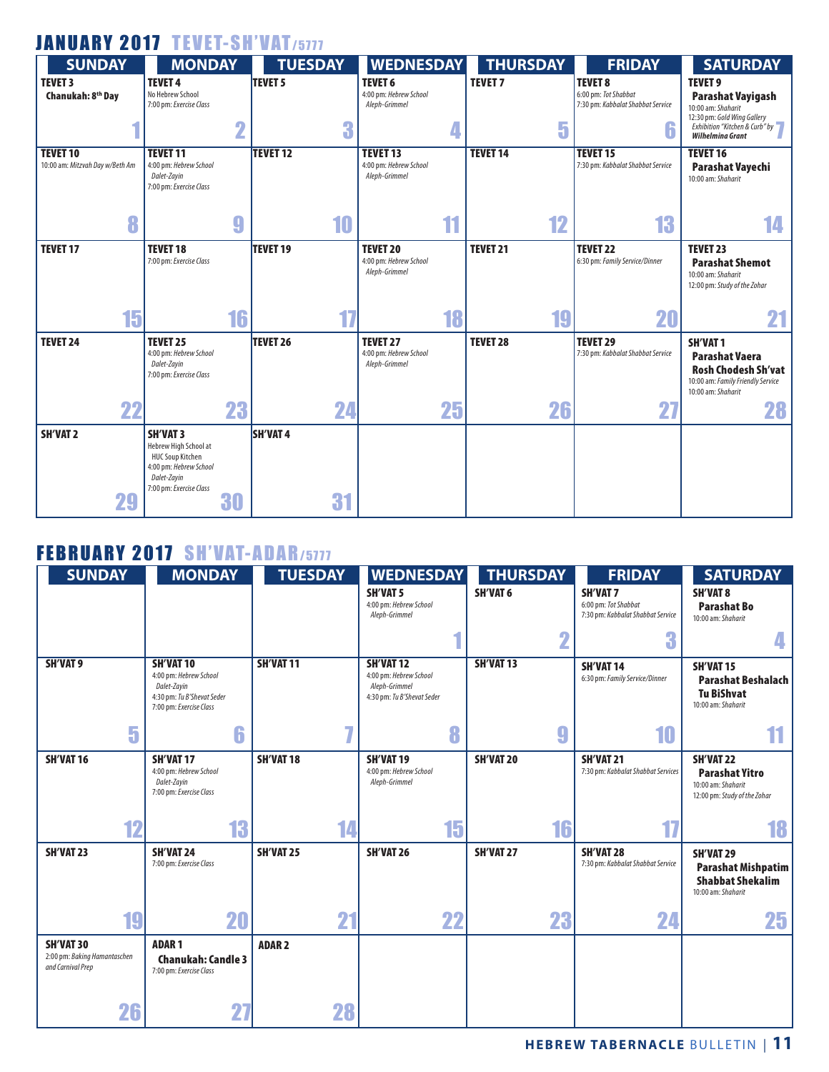## JANUARY 2017 TEVET-SH'VAT/5777

| SUNDAY | MONDAY | TUESDAY | WEDNESDAY | THURSDAY | FRIDAY | SATURDAY |
|---|---|---|---|---|---|---|
| **TEVET 3** **Chanukah: 8th Day** 1 | **TEVET 4** No Hebrew School 7:00 pm: *Exercise Class* 2 | **TEVET 5** 3 | **TEVET 6** 4:00 pm: *Hebrew School Aleph-Grimmel* 4 | **TEVET 7** 5 | **TEVET 8** 6:00 pm: *Tot Shabbat* 7:30 pm: *Kabbalat Shabbat Service* 6 | **TEVET 9** **Parashat Vayigash** 10:00 am: *Shaharit* 12:30 pm: *Gold Wing Gallery Exhibition "Kitchen & Curb" by* ***Wilhelmina Grant*** 7 |
| **TEVET 10** 10:00 am: *Mitzvah Day w/Beth Am* 8 | **TEVET 11** 4:00 pm: *Hebrew School Dalet-Zayin* 7:00 pm: *Exercise Class* 9 | **TEVET 12** 10 | **TEVET 13** 4:00 pm: *Hebrew School Aleph-Grimmel* 11 | **TEVET 14** 12 | **TEVET 15** 7:30 pm: *Kabbalat Shabbat Service* 13 | **TEVET 16** **Parashat Vayechi** 10:00 am: *Shaharit* 14 |
| **TEVET 17** 15 | **TEVET 18** 7:00 pm: *Exercise Class* 16 | **TEVET 19** 17 | **TEVET 20** 4:00 pm: *Hebrew School Aleph-Grimmel* 18 | **TEVET 21** 19 | **TEVET 22** 6:30 pm: *Family Service/Dinner* 20 | **TEVET 23** **Parashat Shemot** 10:00 am: *Shaharit* 12:00 pm: *Study of the Zohar* 21 |
| **TEVET 24** 22 | **TEVET 25** 4:00 pm: *Hebrew School Dalet-Zayin* 7:00 pm: *Exercise Class* 23 | **TEVET 26** 24 | **TEVET 27** 4:00 pm: *Hebrew School Aleph-Grimmel* 25 | **TEVET 28** 26 | **TEVET 29** 7:30 pm: *Kabbalat Shabbat Service* 27 | **SH'VAT 1** **Parashat Vaera** **Rosh Chodesh Sh'vat** 10:00 am: *Family Friendly Service* 10:00 am: *Shaharit* 28 |
| **SH'VAT 2** 29 | **SH'VAT 3** Hebrew High School at HUC Soup Kitchen 4:00 pm: *Hebrew School Dalet-Zayin* 7:00 pm: *Exercise Class* 30 | **SH'VAT 4** 31 | | | | |

## FEBRUARY 2017 SH'VAT-ADAR/5777

| SUNDAY | MONDAY | TUESDAY | WEDNESDAY | THURSDAY | FRIDAY | SATURDAY |
|---|---|---|---|---|---|---|
| | | | **SH'VAT 5** 4:00 pm: *Hebrew School Aleph-Grimmel* 1 | **SH'VAT 6** 2 | **SH'VAT 7** 6:00 pm: *Tot Shabbat* 7:30 pm: *Kabbalat Shabbat Service* 3 | **SH'VAT 8** **Parashat Bo** 10:00 am: *Shaharit* 4 |
| **SH'VAT 9** 5 | **SH'VAT 10** 4:00 pm: *Hebrew School Dalet-Zayin* 4:30 pm: *Tu B'Shevat Seder* 7:00 pm: *Exercise Class* 6 | **SH'VAT 11** 7 | **SH'VAT 12** 4:00 pm: *Hebrew School Aleph-Grimmel* 4:30 pm: *Tu B'Shevat Seder* 8 | **SH'VAT 13** 9 | **SH'VAT 14** 6:30 pm: *Family Service/Dinner* 10 | **SH'VAT 15** **Parashat Beshalach** **Tu BiShvat** 10:00 am: *Shaharit* 11 |
| **SH'VAT 16** 12 | **SH'VAT 17** 4:00 pm: *Hebrew School Dalet-Zayin* 7:00 pm: *Exercise Class* 13 | **SH'VAT 18** 14 | **SH'VAT 19** 4:00 pm: *Hebrew School Aleph-Grimmel* 15 | **SH'VAT 20** 16 | **SH'VAT 21** 7:30 pm: *Kabbalat Shabbat Services* 17 | **SH'VAT 22** **Parashat Yitro** 10:00 am: *Shaharit* 12:00 pm: *Study of the Zohar* 18 |
| **SH'VAT 23** 19 | **SH'VAT 24** 7:00 pm: *Exercise Class* 20 | **SH'VAT 25** 21 | **SH'VAT 26** 22 | **SH'VAT 27** 23 | **SH'VAT 28** 7:30 pm: *Kabbalat Shabbat Service* 24 | **SH'VAT 29** **Parashat Mishpatim** **Shabbat Shekalim** 10:00 am: *Shaharit* 25 |
| **SH'VAT 30** 2:00 pm: *Baking Hamantaschen and Carnival Prep* 26 | **ADAR 1** **Chanukah: Candle 3** 7:00 pm: *Exercise Class* 27 | **ADAR 2** 28 | | | | |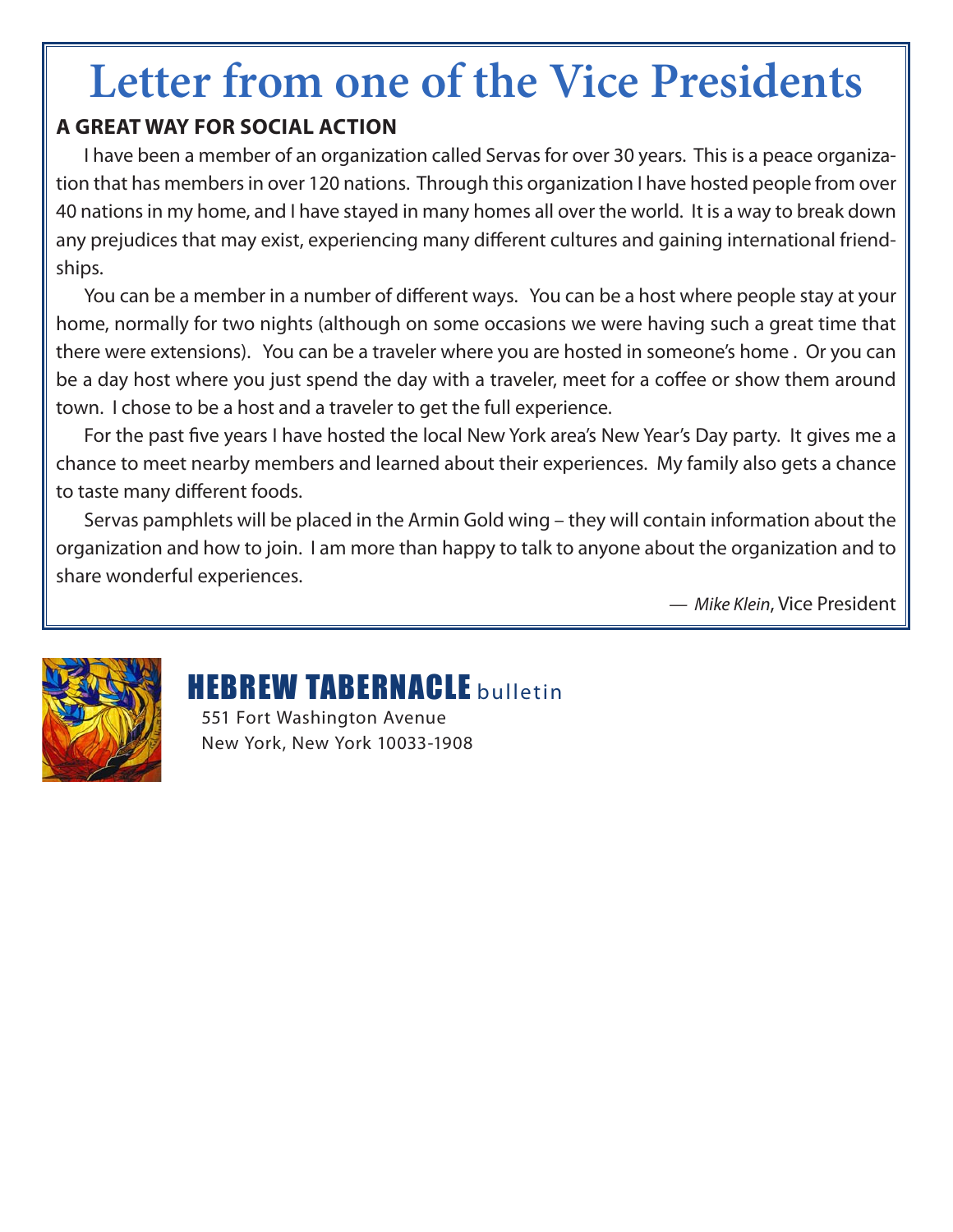# Letter from one of the Vice Presidents

**A GREAT WAY FOR SOCIAL ACTION**

I have been a member of an organization called Servas for over 30 years. This is a peace organization that has members in over 120 nations. Through this organization I have hosted people from over 40 nations in my home, and I have stayed in many homes all over the world. It is a way to break down any prejudices that may exist, experiencing many different cultures and gaining international friendships.

You can be a member in a number of different ways. You can be a host where people stay at your home, normally for two nights (although on some occasions we were having such a great time that there were extensions). You can be a traveler where you are hosted in someone's home . Or you can be a day host where you just spend the day with a traveler, meet for a coffee or show them around town. I chose to be a host and a traveler to get the full experience.

For the past five years I have hosted the local New York area's New Year's Day party. It gives me a chance to meet nearby members and learned about their experiences. My family also gets a chance to taste many different foods.

Servas pamphlets will be placed in the Armin Gold wing – they will contain information about the organization and how to join. I am more than happy to talk to anyone about the organization and to share wonderful experiences.

— *Mike Klein*, Vice President

**HEBREW TABERNACLE** bulletin

551 Fort Washington Avenue
New York, New York 10033-1908